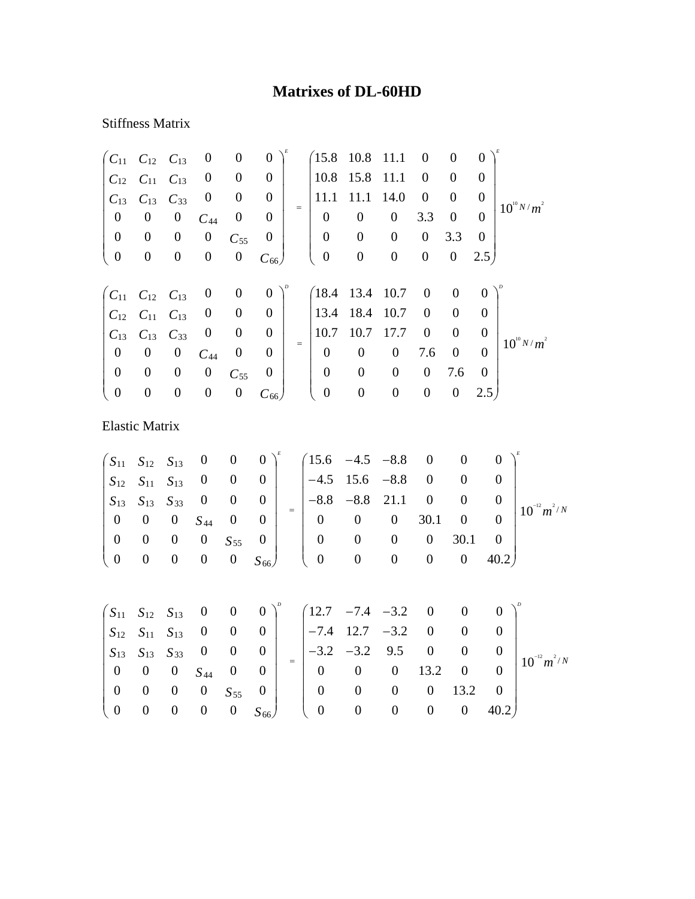# Matrixes of DL-60HD

Stiffness Matrix

$$\begin{pmatrix} C_{11} & C_{12} & C_{13} & 0 & 0 & 0 \\ C_{12} & C_{11} & C_{13} & 0 & 0 & 0 \\ C_{13} & C_{13} & C_{33} & 0 & 0 & 0 \\ 0 & 0 & 0 & C_{44} & 0 & 0 \\ 0 & 0 & 0 & 0 & C_{55} & 0 \\ 0 & 0 & 0 & 0 & 0 & C_{66} \end{pmatrix}^{E} = \begin{pmatrix} 15.8 & 10.8 & 11.1 & 0 & 0 & 0 \\ 10.8 & 15.8 & 11.1 & 0 & 0 & 0 \\ 11.1 & 11.1 & 14.0 & 0 & 0 & 0 \\ 0 & 0 & 0 & 3.3 & 0 & 0 \\ 0 & 0 & 0 & 0 & 3.3 & 0 \\ 0 & 0 & 0 & 0 & 0 & 2.5 \end{pmatrix}^{E} 10^{10} N/m^{2}$$

$$\begin{pmatrix} C_{11} & C_{12} & C_{13} & 0 & 0 & 0 \\ C_{12} & C_{11} & C_{13} & 0 & 0 & 0 \\ C_{13} & C_{13} & C_{33} & 0 & 0 & 0 \\ 0 & 0 & 0 & C_{44} & 0 & 0 \\ 0 & 0 & 0 & 0 & C_{55} & 0 \\ 0 & 0 & 0 & 0 & 0 & C_{66} \end{pmatrix}^{D} = \begin{pmatrix} 18.4 & 13.4 & 10.7 & 0 & 0 & 0 \\ 13.4 & 18.4 & 10.7 & 0 & 0 & 0 \\ 10.7 & 10.7 & 17.7 & 0 & 0 & 0 \\ 0 & 0 & 0 & 7.6 & 0 & 0 \\ 0 & 0 & 0 & 0 & 7.6 & 0 \\ 0 & 0 & 0 & 0 & 0 & 2.5 \end{pmatrix}^{D} 10^{10} N/m^{2}$$

Elastic Matrix

$$\begin{pmatrix} S_{11} & S_{12} & S_{13} & 0 & 0 & 0 \\ S_{12} & S_{11} & S_{13} & 0 & 0 & 0 \\ S_{13} & S_{13} & S_{33} & 0 & 0 & 0 \\ 0 & 0 & 0 & S_{44} & 0 & 0 \\ 0 & 0 & 0 & 0 & S_{55} & 0 \\ 0 & 0 & 0 & 0 & 0 & S_{66} \end{pmatrix}^{E} = \begin{pmatrix} 15.6 & -4.5 & -8.8 & 0 & 0 & 0 \\ -4.5 & 15.6 & -8.8 & 0 & 0 & 0 \\ -8.8 & -8.8 & 21.1 & 0 & 0 & 0 \\ 0 & 0 & 0 & 30.1 & 0 & 0 \\ 0 & 0 & 0 & 0 & 30.1 & 0 \\ 0 & 0 & 0 & 0 & 0 & 40.2 \end{pmatrix}^{E} 10^{-12} m^{2}/N$$

$$\begin{pmatrix} S_{11} & S_{12} & S_{13} & 0 & 0 & 0 \\ S_{12} & S_{11} & S_{13} & 0 & 0 & 0 \\ S_{13} & S_{13} & S_{33} & 0 & 0 & 0 \\ 0 & 0 & 0 & S_{44} & 0 & 0 \\ 0 & 0 & 0 & 0 & S_{55} & 0 \\ 0 & 0 & 0 & 0 & 0 & S_{66} \end{pmatrix}^{D} = \begin{pmatrix} 12.7 & -7.4 & -3.2 & 0 & 0 & 0 \\ -7.4 & 12.7 & -3.2 & 0 & 0 & 0 \\ -3.2 & -3.2 & 9.5 & 0 & 0 & 0 \\ 0 & 0 & 0 & 13.2 & 0 & 0 \\ 0 & 0 & 0 & 0 & 13.2 & 0 \\ 0 & 0 & 0 & 0 & 0 & 40.2 \end{pmatrix}^{D} 10^{-12} m^{2}/N$$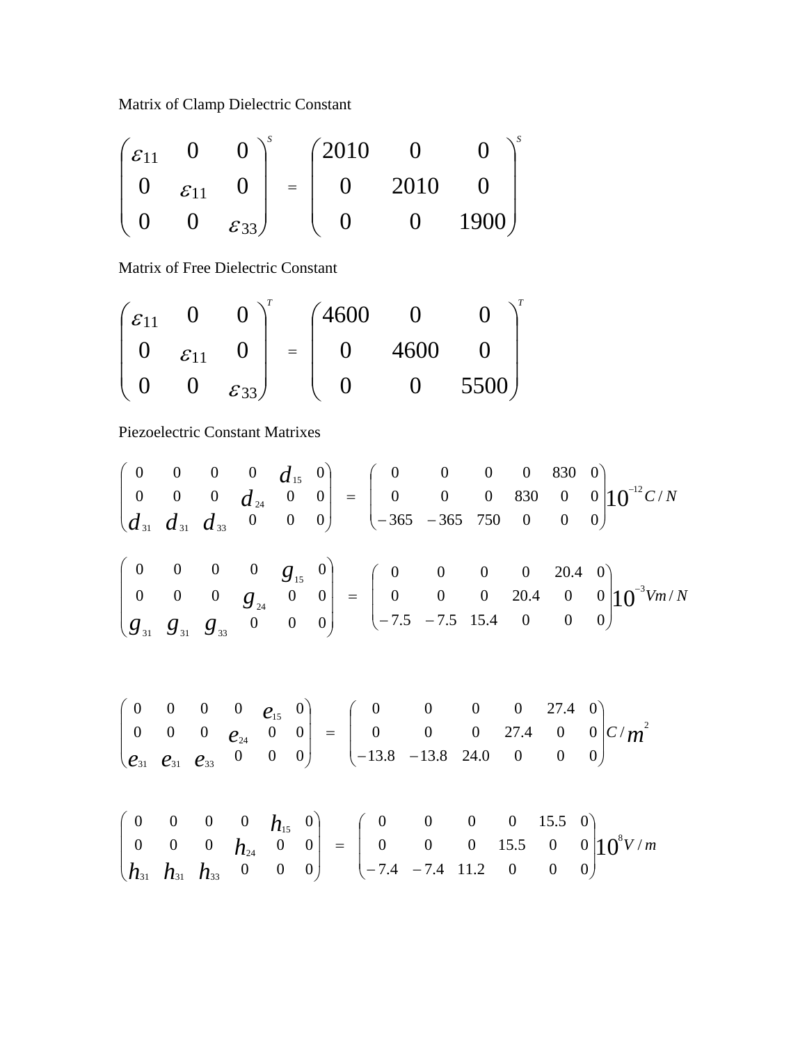Matrix of Clamp Dielectric Constant

$$
\begin{pmatrix} \varepsilon_{11} & 0 & 0 \\ 0 & \varepsilon_{11} & 0 \\ 0 & 0 & \varepsilon_{33} \end{pmatrix}^S = \begin{pmatrix} 2010 & 0 & 0 \\ 0 & 2010 & 0 \\ 0 & 0 & 1900 \end{pmatrix}^S
$$

Matrix of Free Dielectric Constant

$$
\begin{pmatrix} \varepsilon_{11} & 0 & 0 \\ 0 & \varepsilon_{11} & 0 \\ 0 & 0 & \varepsilon_{33} \end{pmatrix}^T = \begin{pmatrix} 4600 & 0 & 0 \\ 0 & 4600 & 0 \\ 0 & 0 & 5500 \end{pmatrix}^T
$$

Piezoelectric Constant Matrixes

$$
\begin{pmatrix} 0 & 0 & 0 & 0 & d_{15} & 0 \\ 0 & 0 & 0 & d_{24} & 0 & 0 \\ d_{31} & d_{31} & d_{33} & 0 & 0 & 0 \end{pmatrix} = \begin{pmatrix} 0 & 0 & 0 & 0 & 830 & 0 \\ 0 & 0 & 0 & 830 & 0 & 0 \\ -365 & -365 & 750 & 0 & 0 & 0 \end{pmatrix} 10^{-12} C/N
$$

$$
\begin{pmatrix} 0 & 0 & 0 & 0 & g_{15} & 0 \\ 0 & 0 & 0 & g_{24} & 0 & 0 \\ g_{31} & g_{31} & g_{33} & 0 & 0 & 0 \end{pmatrix} = \begin{pmatrix} 0 & 0 & 0 & 0 & 20.4 & 0 \\ 0 & 0 & 0 & 20.4 & 0 & 0 \\ -7.5 & -7.5 & 15.4 & 0 & 0 & 0 \end{pmatrix} 10^{-3} Vm/N
$$

$$
\begin{pmatrix} 0 & 0 & 0 & 0 & e_{15} & 0 \\ 0 & 0 & 0 & e_{24} & 0 & 0 \\ e_{31} & e_{31} & e_{33} & 0 & 0 & 0 \end{pmatrix} = \begin{pmatrix} 0 & 0 & 0 & 0 & 27.4 & 0 \\ 0 & 0 & 0 & 27.4 & 0 & 0 \\ -13.8 & -13.8 & 24.0 & 0 & 0 & 0 \end{pmatrix} C/m^2
$$

$$
\begin{pmatrix} 0 & 0 & 0 & 0 & h_{15} & 0 \\ 0 & 0 & 0 & h_{24} & 0 & 0 \\ h_{31} & h_{31} & h_{33} & 0 & 0 & 0 \end{pmatrix} = \begin{pmatrix} 0 & 0 & 0 & 0 & 15.5 & 0 \\ 0 & 0 & 0 & 15.5 & 0 & 0 \\ -7.4 & -7.4 & 11.2 & 0 & 0 & 0 \end{pmatrix} 10^{8} V/m
$$